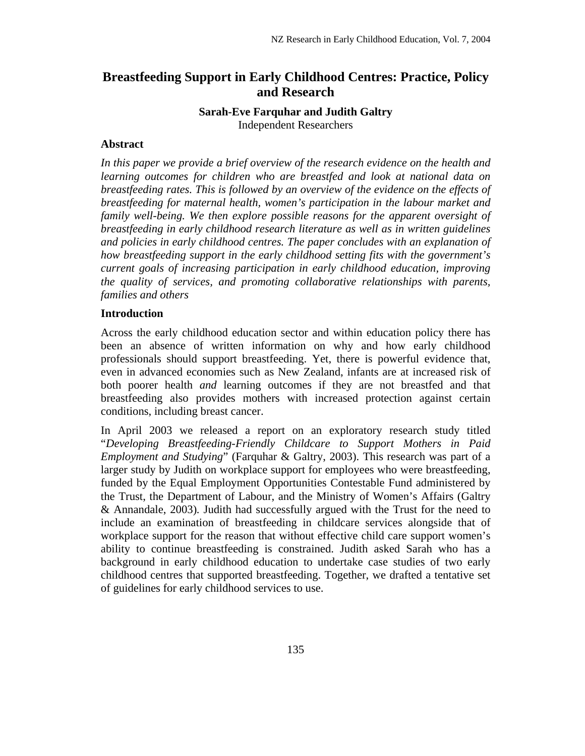# Breastfeeding Support in Early Childhood Centres: Practice, Policy and Research

**Sarah-Eve Farquhar and Judith Galtry**
Independent Researchers

## Abstract

*In this paper we provide a brief overview of the research evidence on the health and learning outcomes for children who are breastfed and look at national data on breastfeeding rates. This is followed by an overview of the evidence on the effects of breastfeeding for maternal health, women's participation in the labour market and family well-being. We then explore possible reasons for the apparent oversight of breastfeeding in early childhood research literature as well as in written guidelines and policies in early childhood centres. The paper concludes with an explanation of how breastfeeding support in the early childhood setting fits with the government's current goals of increasing participation in early childhood education, improving the quality of services, and promoting collaborative relationships with parents, families and others*

## Introduction

Across the early childhood education sector and within education policy there has been an absence of written information on why and how early childhood professionals should support breastfeeding. Yet, there is powerful evidence that, even in advanced economies such as New Zealand, infants are at increased risk of both poorer health *and* learning outcomes if they are not breastfed and that breastfeeding also provides mothers with increased protection against certain conditions, including breast cancer.

In April 2003 we released a report on an exploratory research study titled "*Developing Breastfeeding-Friendly Childcare to Support Mothers in Paid Employment and Studying*" (Farquhar & Galtry, 2003). This research was part of a larger study by Judith on workplace support for employees who were breastfeeding, funded by the Equal Employment Opportunities Contestable Fund administered by the Trust, the Department of Labour, and the Ministry of Women's Affairs (Galtry & Annandale, 2003). Judith had successfully argued with the Trust for the need to include an examination of breastfeeding in childcare services alongside that of workplace support for the reason that without effective child care support women's ability to continue breastfeeding is constrained. Judith asked Sarah who has a background in early childhood education to undertake case studies of two early childhood centres that supported breastfeeding. Together, we drafted a tentative set of guidelines for early childhood services to use.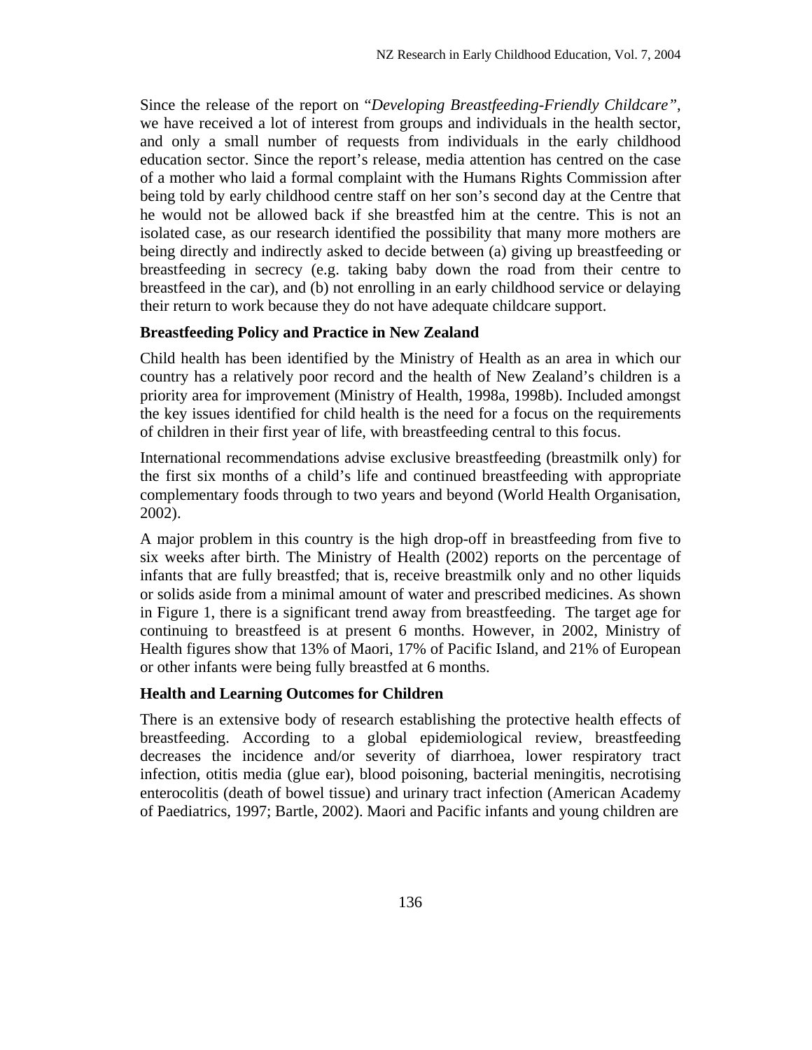Since the release of the report on "*Developing Breastfeeding-Friendly Childcare"*, we have received a lot of interest from groups and individuals in the health sector, and only a small number of requests from individuals in the early childhood education sector. Since the report's release, media attention has centred on the case of a mother who laid a formal complaint with the Humans Rights Commission after being told by early childhood centre staff on her son's second day at the Centre that he would not be allowed back if she breastfed him at the centre. This is not an isolated case, as our research identified the possibility that many more mothers are being directly and indirectly asked to decide between (a) giving up breastfeeding or breastfeeding in secrecy (e.g. taking baby down the road from their centre to breastfeed in the car), and (b) not enrolling in an early childhood service or delaying their return to work because they do not have adequate childcare support.

**Breastfeeding Policy and Practice in New Zealand**

Child health has been identified by the Ministry of Health as an area in which our country has a relatively poor record and the health of New Zealand's children is a priority area for improvement (Ministry of Health, 1998a, 1998b). Included amongst the key issues identified for child health is the need for a focus on the requirements of children in their first year of life, with breastfeeding central to this focus.

International recommendations advise exclusive breastfeeding (breastmilk only) for the first six months of a child's life and continued breastfeeding with appropriate complementary foods through to two years and beyond (World Health Organisation, 2002).

A major problem in this country is the high drop-off in breastfeeding from five to six weeks after birth. The Ministry of Health (2002) reports on the percentage of infants that are fully breastfed; that is, receive breastmilk only and no other liquids or solids aside from a minimal amount of water and prescribed medicines. As shown in Figure 1, there is a significant trend away from breastfeeding. The target age for continuing to breastfeed is at present 6 months. However, in 2002, Ministry of Health figures show that 13% of Maori, 17% of Pacific Island, and 21% of European or other infants were being fully breastfed at 6 months.

**Health and Learning Outcomes for Children**

There is an extensive body of research establishing the protective health effects of breastfeeding. According to a global epidemiological review, breastfeeding decreases the incidence and/or severity of diarrhoea, lower respiratory tract infection, otitis media (glue ear), blood poisoning, bacterial meningitis, necrotising enterocolitis (death of bowel tissue) and urinary tract infection (American Academy of Paediatrics, 1997; Bartle, 2002). Maori and Pacific infants and young children are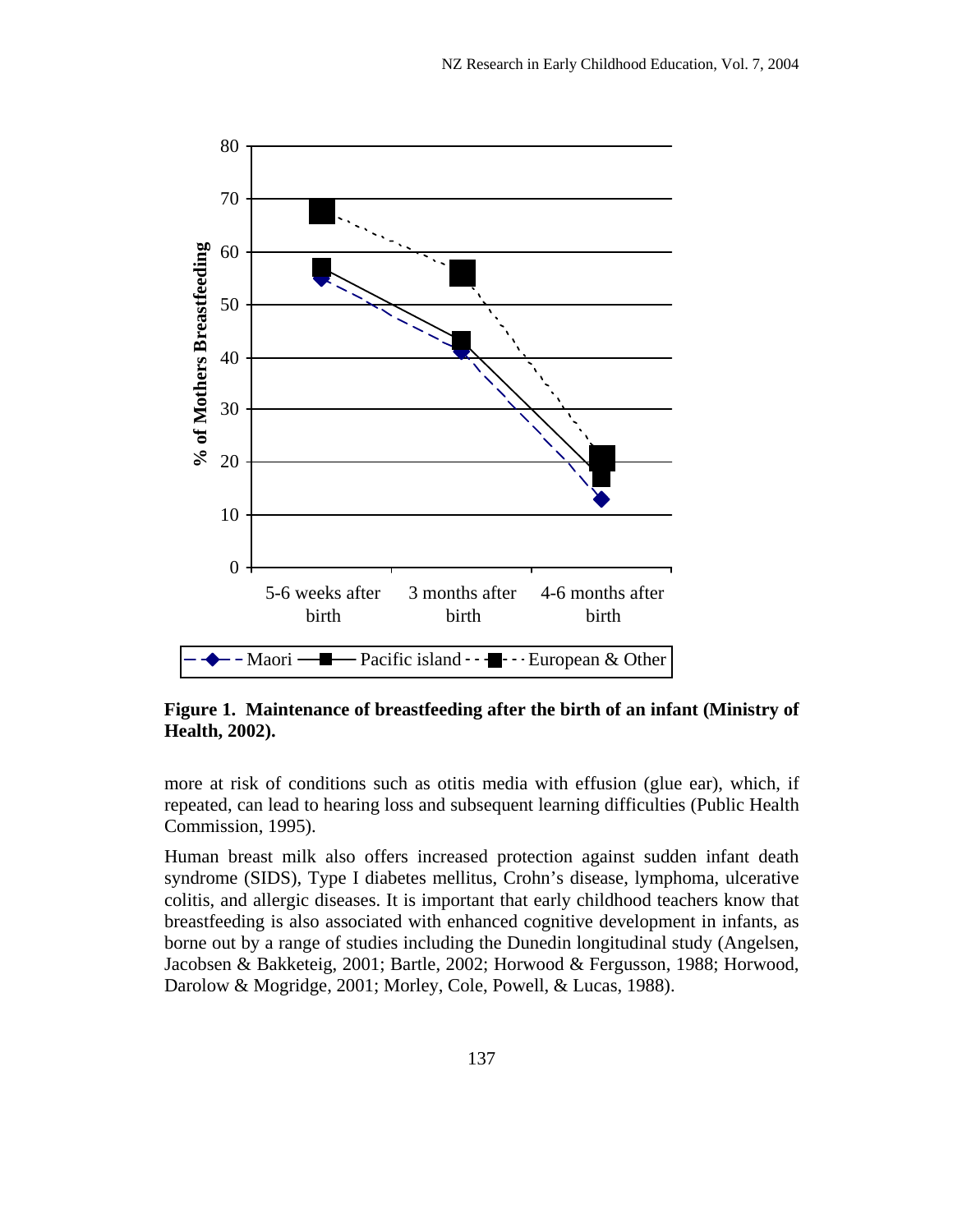**Figure 1. Maintenance of breastfeeding after the birth of an infant (Ministry of Health, 2002).**

more at risk of conditions such as otitis media with effusion (glue ear), which, if repeated, can lead to hearing loss and subsequent learning difficulties (Public Health Commission, 1995).

Human breast milk also offers increased protection against sudden infant death syndrome (SIDS), Type I diabetes mellitus, Crohn's disease, lymphoma, ulcerative colitis, and allergic diseases. It is important that early childhood teachers know that breastfeeding is also associated with enhanced cognitive development in infants, as borne out by a range of studies including the Dunedin longitudinal study (Angelsen, Jacobsen & Bakketeig, 2001; Bartle, 2002; Horwood & Fergusson, 1988; Horwood, Darolow & Mogridge, 2001; Morley, Cole, Powell, & Lucas, 1988).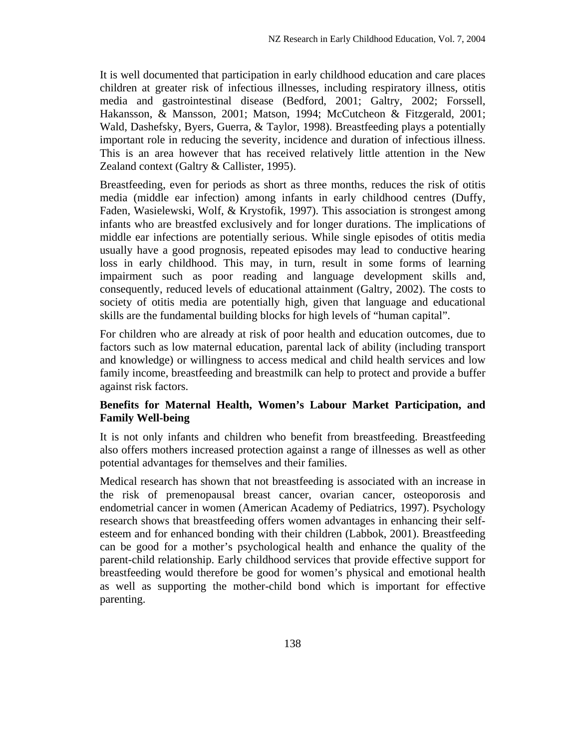It is well documented that participation in early childhood education and care places children at greater risk of infectious illnesses, including respiratory illness, otitis media and gastrointestinal disease (Bedford, 2001; Galtry, 2002; Forssell, Hakansson, & Mansson, 2001; Matson, 1994; McCutcheon & Fitzgerald, 2001; Wald, Dashefsky, Byers, Guerra, & Taylor, 1998). Breastfeeding plays a potentially important role in reducing the severity, incidence and duration of infectious illness. This is an area however that has received relatively little attention in the New Zealand context (Galtry & Callister, 1995).

Breastfeeding, even for periods as short as three months, reduces the risk of otitis media (middle ear infection) among infants in early childhood centres (Duffy, Faden, Wasielewski, Wolf, & Krystofik, 1997). This association is strongest among infants who are breastfed exclusively and for longer durations. The implications of middle ear infections are potentially serious. While single episodes of otitis media usually have a good prognosis, repeated episodes may lead to conductive hearing loss in early childhood. This may, in turn, result in some forms of learning impairment such as poor reading and language development skills and, consequently, reduced levels of educational attainment (Galtry, 2002). The costs to society of otitis media are potentially high, given that language and educational skills are the fundamental building blocks for high levels of "human capital".

For children who are already at risk of poor health and education outcomes, due to factors such as low maternal education, parental lack of ability (including transport and knowledge) or willingness to access medical and child health services and low family income, breastfeeding and breastmilk can help to protect and provide a buffer against risk factors.

### Benefits for Maternal Health, Women's Labour Market Participation, and Family Well-being

It is not only infants and children who benefit from breastfeeding. Breastfeeding also offers mothers increased protection against a range of illnesses as well as other potential advantages for themselves and their families.

Medical research has shown that not breastfeeding is associated with an increase in the risk of premenopausal breast cancer, ovarian cancer, osteoporosis and endometrial cancer in women (American Academy of Pediatrics, 1997). Psychology research shows that breastfeeding offers women advantages in enhancing their self-esteem and for enhanced bonding with their children (Labbok, 2001). Breastfeeding can be good for a mother's psychological health and enhance the quality of the parent-child relationship. Early childhood services that provide effective support for breastfeeding would therefore be good for women's physical and emotional health as well as supporting the mother-child bond which is important for effective parenting.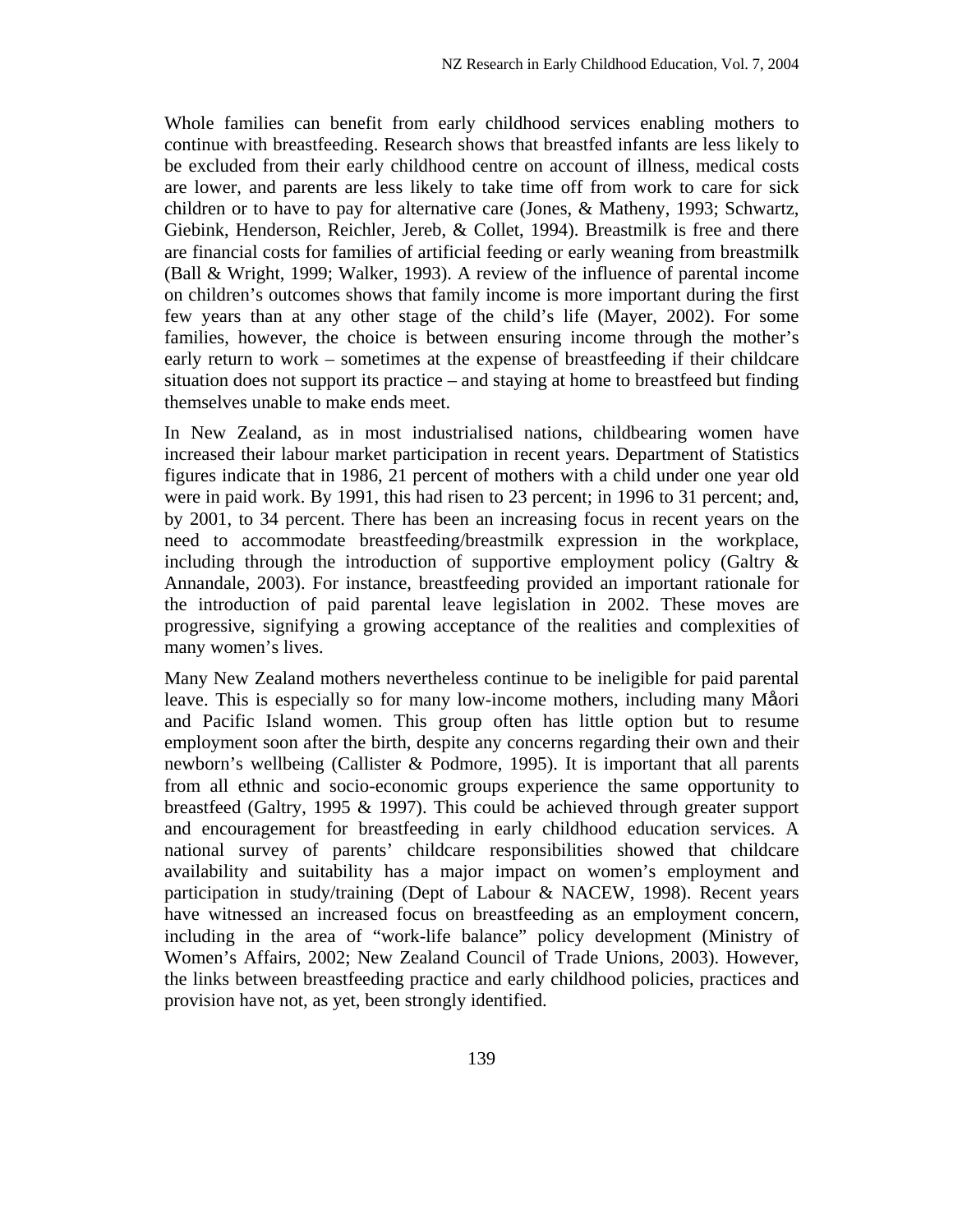Whole families can benefit from early childhood services enabling mothers to continue with breastfeeding. Research shows that breastfed infants are less likely to be excluded from their early childhood centre on account of illness, medical costs are lower, and parents are less likely to take time off from work to care for sick children or to have to pay for alternative care (Jones, & Matheny, 1993; Schwartz, Giebink, Henderson, Reichler, Jereb, & Collet, 1994). Breastmilk is free and there are financial costs for families of artificial feeding or early weaning from breastmilk (Ball & Wright, 1999; Walker, 1993). A review of the influence of parental income on children's outcomes shows that family income is more important during the first few years than at any other stage of the child's life (Mayer, 2002). For some families, however, the choice is between ensuring income through the mother's early return to work – sometimes at the expense of breastfeeding if their childcare situation does not support its practice – and staying at home to breastfeed but finding themselves unable to make ends meet.

In New Zealand, as in most industrialised nations, childbearing women have increased their labour market participation in recent years. Department of Statistics figures indicate that in 1986, 21 percent of mothers with a child under one year old were in paid work. By 1991, this had risen to 23 percent; in 1996 to 31 percent; and, by 2001, to 34 percent. There has been an increasing focus in recent years on the need to accommodate breastfeeding/breastmilk expression in the workplace, including through the introduction of supportive employment policy (Galtry & Annandale, 2003). For instance, breastfeeding provided an important rationale for the introduction of paid parental leave legislation in 2002. These moves are progressive, signifying a growing acceptance of the realities and complexities of many women's lives.

Many New Zealand mothers nevertheless continue to be ineligible for paid parental leave. This is especially so for many low-income mothers, including many Måori and Pacific Island women. This group often has little option but to resume employment soon after the birth, despite any concerns regarding their own and their newborn's wellbeing (Callister & Podmore, 1995). It is important that all parents from all ethnic and socio-economic groups experience the same opportunity to breastfeed (Galtry, 1995 & 1997). This could be achieved through greater support and encouragement for breastfeeding in early childhood education services. A national survey of parents' childcare responsibilities showed that childcare availability and suitability has a major impact on women's employment and participation in study/training (Dept of Labour & NACEW, 1998). Recent years have witnessed an increased focus on breastfeeding as an employment concern, including in the area of "work-life balance" policy development (Ministry of Women's Affairs, 2002; New Zealand Council of Trade Unions, 2003). However, the links between breastfeeding practice and early childhood policies, practices and provision have not, as yet, been strongly identified.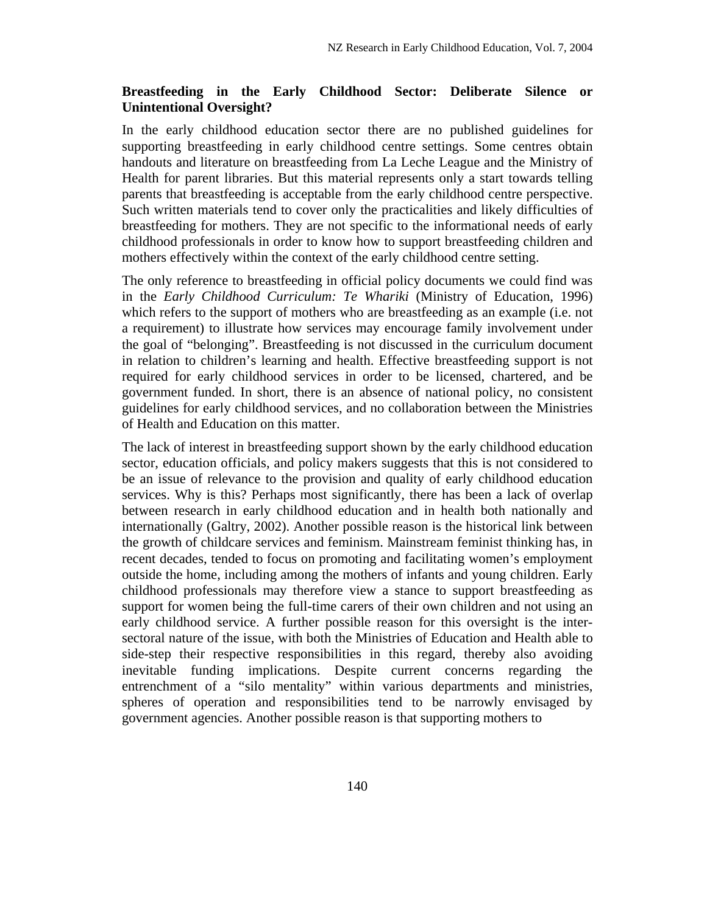**Breastfeeding in the Early Childhood Sector: Deliberate Silence or Unintentional Oversight?**

In the early childhood education sector there are no published guidelines for supporting breastfeeding in early childhood centre settings. Some centres obtain handouts and literature on breastfeeding from La Leche League and the Ministry of Health for parent libraries. But this material represents only a start towards telling parents that breastfeeding is acceptable from the early childhood centre perspective. Such written materials tend to cover only the practicalities and likely difficulties of breastfeeding for mothers. They are not specific to the informational needs of early childhood professionals in order to know how to support breastfeeding children and mothers effectively within the context of the early childhood centre setting.

The only reference to breastfeeding in official policy documents we could find was in the *Early Childhood Curriculum: Te Whariki* (Ministry of Education, 1996) which refers to the support of mothers who are breastfeeding as an example (i.e. not a requirement) to illustrate how services may encourage family involvement under the goal of "belonging". Breastfeeding is not discussed in the curriculum document in relation to children's learning and health. Effective breastfeeding support is not required for early childhood services in order to be licensed, chartered, and be government funded. In short, there is an absence of national policy, no consistent guidelines for early childhood services, and no collaboration between the Ministries of Health and Education on this matter.

The lack of interest in breastfeeding support shown by the early childhood education sector, education officials, and policy makers suggests that this is not considered to be an issue of relevance to the provision and quality of early childhood education services. Why is this? Perhaps most significantly, there has been a lack of overlap between research in early childhood education and in health both nationally and internationally (Galtry, 2002). Another possible reason is the historical link between the growth of childcare services and feminism. Mainstream feminist thinking has, in recent decades, tended to focus on promoting and facilitating women's employment outside the home, including among the mothers of infants and young children. Early childhood professionals may therefore view a stance to support breastfeeding as support for women being the full-time carers of their own children and not using an early childhood service. A further possible reason for this oversight is the inter-sectoral nature of the issue, with both the Ministries of Education and Health able to side-step their respective responsibilities in this regard, thereby also avoiding inevitable funding implications. Despite current concerns regarding the entrenchment of a "silo mentality" within various departments and ministries, spheres of operation and responsibilities tend to be narrowly envisaged by government agencies. Another possible reason is that supporting mothers to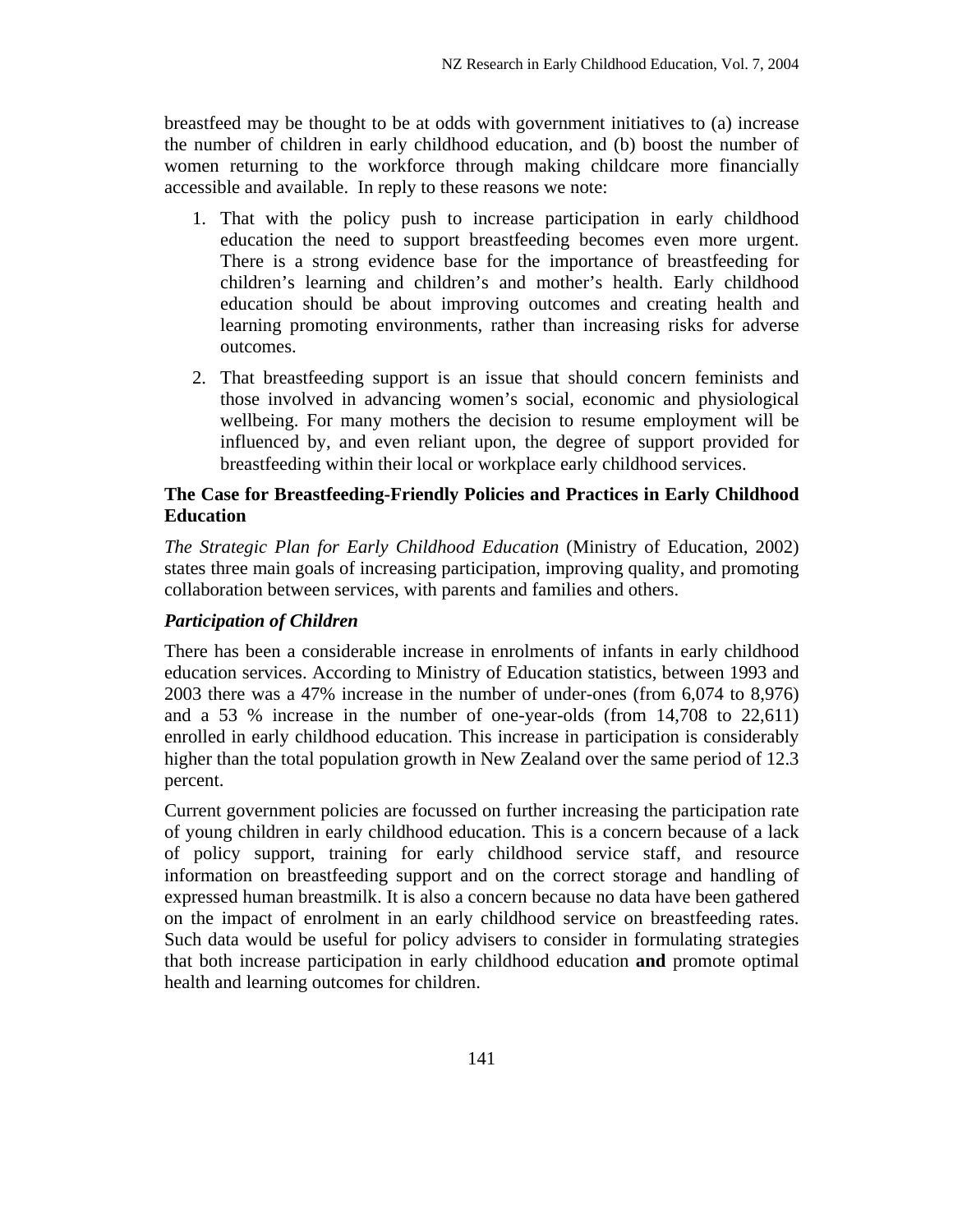breastfeed may be thought to be at odds with government initiatives to (a) increase the number of children in early childhood education, and (b) boost the number of women returning to the workforce through making childcare more financially accessible and available. In reply to these reasons we note:

1. That with the policy push to increase participation in early childhood education the need to support breastfeeding becomes even more urgent. There is a strong evidence base for the importance of breastfeeding for children's learning and children's and mother's health. Early childhood education should be about improving outcomes and creating health and learning promoting environments, rather than increasing risks for adverse outcomes.

2. That breastfeeding support is an issue that should concern feminists and those involved in advancing women's social, economic and physiological wellbeing. For many mothers the decision to resume employment will be influenced by, and even reliant upon, the degree of support provided for breastfeeding within their local or workplace early childhood services.

## The Case for Breastfeeding-Friendly Policies and Practices in Early Childhood Education

*The Strategic Plan for Early Childhood Education* (Ministry of Education, 2002) states three main goals of increasing participation, improving quality, and promoting collaboration between services, with parents and families and others.

### *Participation of Children*

There has been a considerable increase in enrolments of infants in early childhood education services. According to Ministry of Education statistics, between 1993 and 2003 there was a 47% increase in the number of under-ones (from 6,074 to 8,976) and a 53 % increase in the number of one-year-olds (from 14,708 to 22,611) enrolled in early childhood education. This increase in participation is considerably higher than the total population growth in New Zealand over the same period of 12.3 percent.

Current government policies are focussed on further increasing the participation rate of young children in early childhood education. This is a concern because of a lack of policy support, training for early childhood service staff, and resource information on breastfeeding support and on the correct storage and handling of expressed human breastmilk. It is also a concern because no data have been gathered on the impact of enrolment in an early childhood service on breastfeeding rates. Such data would be useful for policy advisers to consider in formulating strategies that both increase participation in early childhood education **and** promote optimal health and learning outcomes for children.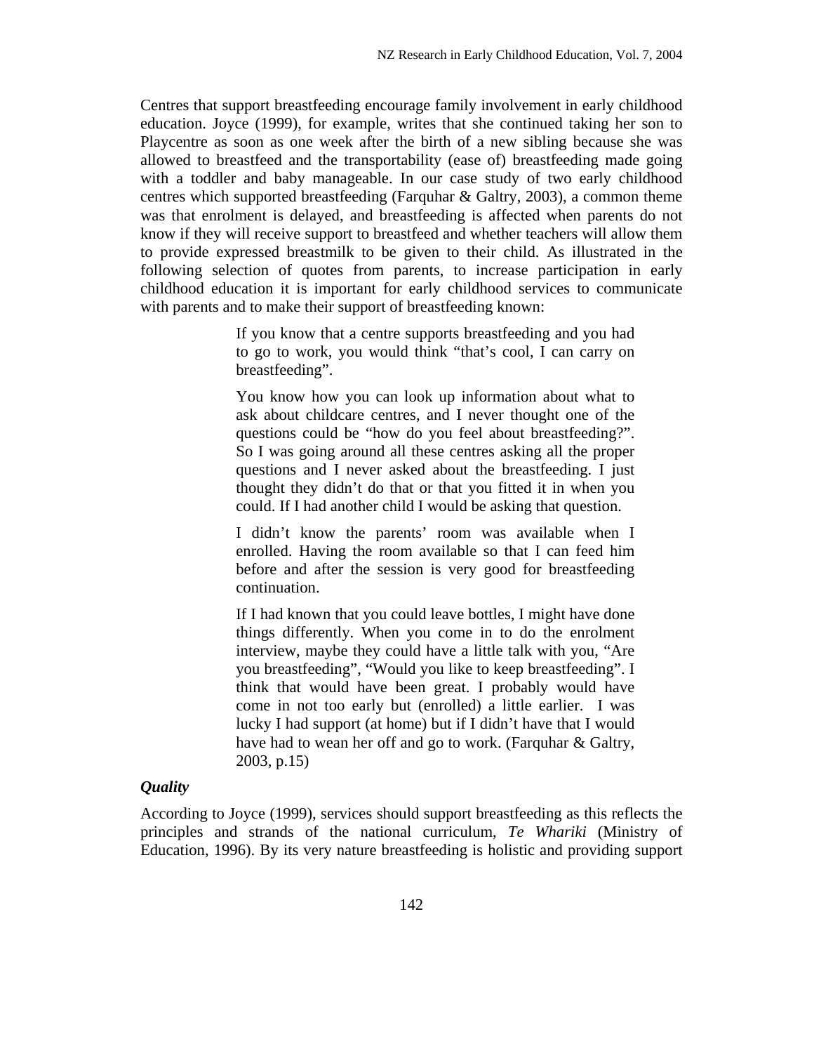Centres that support breastfeeding encourage family involvement in early childhood education. Joyce (1999), for example, writes that she continued taking her son to Playcentre as soon as one week after the birth of a new sibling because she was allowed to breastfeed and the transportability (ease of) breastfeeding made going with a toddler and baby manageable. In our case study of two early childhood centres which supported breastfeeding (Farquhar & Galtry, 2003), a common theme was that enrolment is delayed, and breastfeeding is affected when parents do not know if they will receive support to breastfeed and whether teachers will allow them to provide expressed breastmilk to be given to their child. As illustrated in the following selection of quotes from parents, to increase participation in early childhood education it is important for early childhood services to communicate with parents and to make their support of breastfeeding known:

> If you know that a centre supports breastfeeding and you had to go to work, you would think "that's cool, I can carry on breastfeeding".
>
> You know how you can look up information about what to ask about childcare centres, and I never thought one of the questions could be "how do you feel about breastfeeding?". So I was going around all these centres asking all the proper questions and I never asked about the breastfeeding. I just thought they didn't do that or that you fitted it in when you could. If I had another child I would be asking that question.
>
> I didn't know the parents' room was available when I enrolled. Having the room available so that I can feed him before and after the session is very good for breastfeeding continuation.
>
> If I had known that you could leave bottles, I might have done things differently. When you come in to do the enrolment interview, maybe they could have a little talk with you, "Are you breastfeeding", "Would you like to keep breastfeeding". I think that would have been great. I probably would have come in not too early but (enrolled) a little earlier. I was lucky I had support (at home) but if I didn't have that I would have had to wean her off and go to work. (Farquhar & Galtry, 2003, p.15)

***Quality***

According to Joyce (1999), services should support breastfeeding as this reflects the principles and strands of the national curriculum, *Te Whariki* (Ministry of Education, 1996). By its very nature breastfeeding is holistic and providing support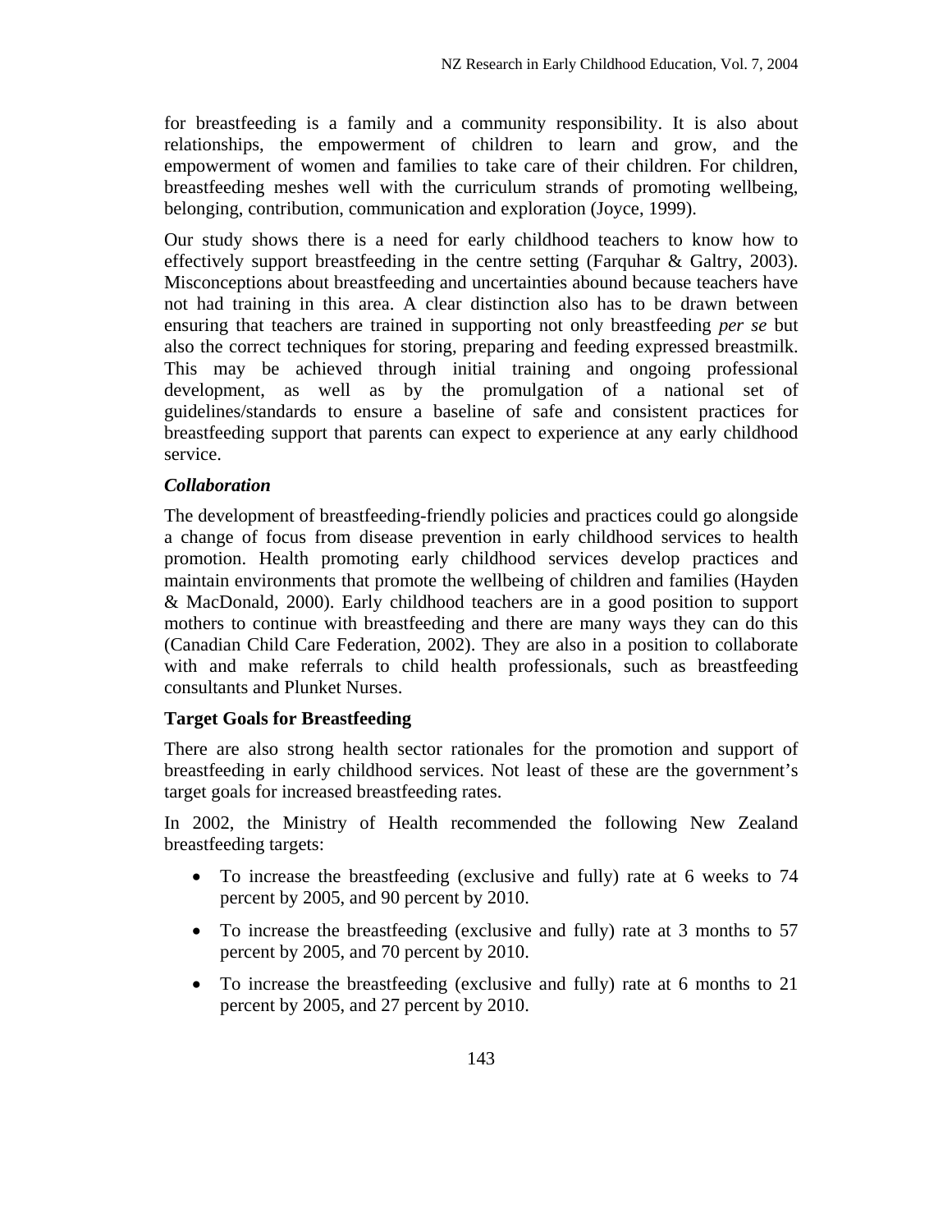for breastfeeding is a family and a community responsibility. It is also about relationships, the empowerment of children to learn and grow, and the empowerment of women and families to take care of their children. For children, breastfeeding meshes well with the curriculum strands of promoting wellbeing, belonging, contribution, communication and exploration (Joyce, 1999).

Our study shows there is a need for early childhood teachers to know how to effectively support breastfeeding in the centre setting (Farquhar & Galtry, 2003). Misconceptions about breastfeeding and uncertainties abound because teachers have not had training in this area. A clear distinction also has to be drawn between ensuring that teachers are trained in supporting not only breastfeeding *per se* but also the correct techniques for storing, preparing and feeding expressed breastmilk. This may be achieved through initial training and ongoing professional development, as well as by the promulgation of a national set of guidelines/standards to ensure a baseline of safe and consistent practices for breastfeeding support that parents can expect to experience at any early childhood service.

### *Collaboration*

The development of breastfeeding-friendly policies and practices could go alongside a change of focus from disease prevention in early childhood services to health promotion. Health promoting early childhood services develop practices and maintain environments that promote the wellbeing of children and families (Hayden & MacDonald, 2000). Early childhood teachers are in a good position to support mothers to continue with breastfeeding and there are many ways they can do this (Canadian Child Care Federation, 2002). They are also in a position to collaborate with and make referrals to child health professionals, such as breastfeeding consultants and Plunket Nurses.

## Target Goals for Breastfeeding

There are also strong health sector rationales for the promotion and support of breastfeeding in early childhood services. Not least of these are the government's target goals for increased breastfeeding rates.

In 2002, the Ministry of Health recommended the following New Zealand breastfeeding targets:

- To increase the breastfeeding (exclusive and fully) rate at 6 weeks to 74 percent by 2005, and 90 percent by 2010.
- To increase the breastfeeding (exclusive and fully) rate at 3 months to 57 percent by 2005, and 70 percent by 2010.
- To increase the breastfeeding (exclusive and fully) rate at 6 months to 21 percent by 2005, and 27 percent by 2010.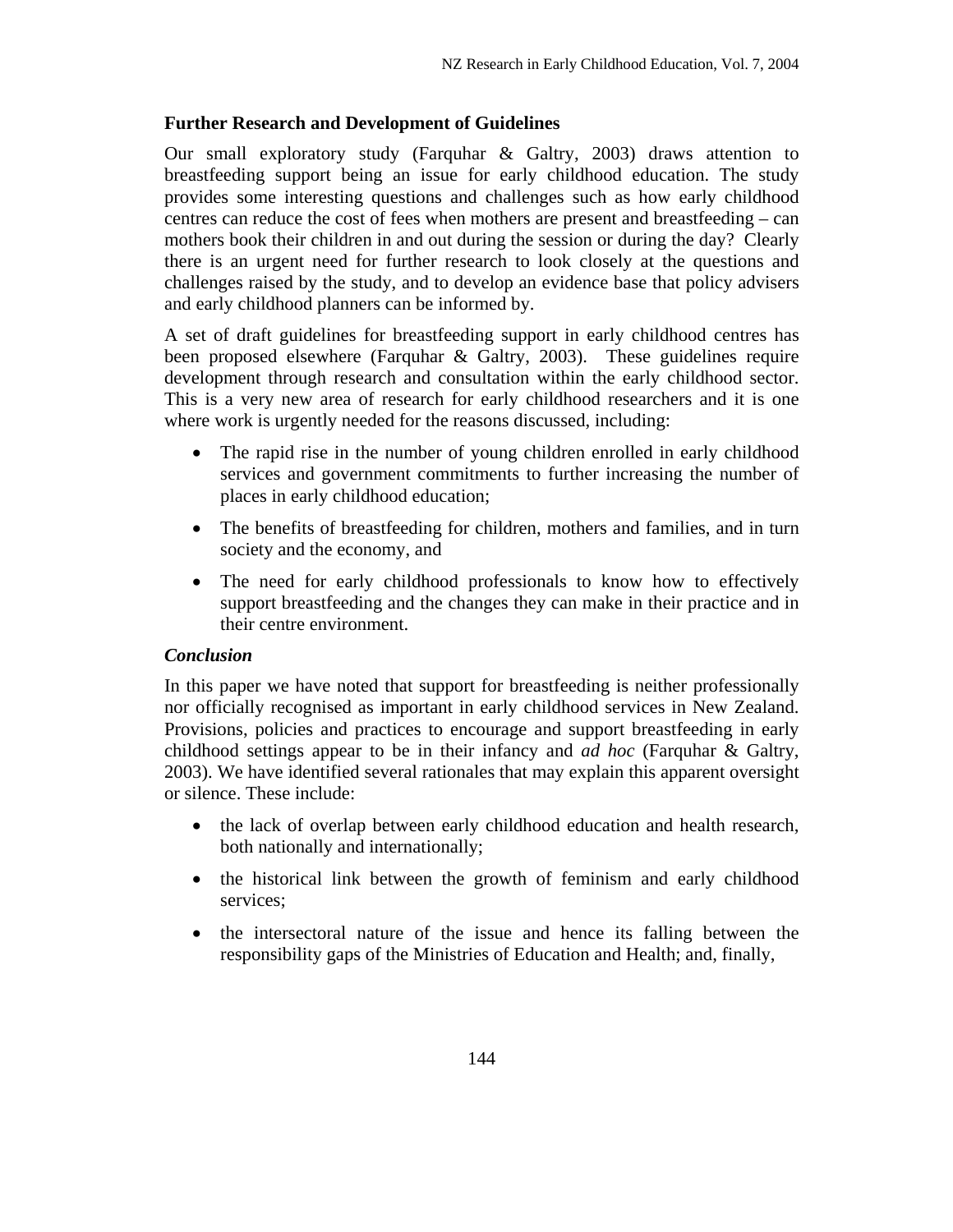## Further Research and Development of Guidelines

Our small exploratory study (Farquhar & Galtry, 2003) draws attention to breastfeeding support being an issue for early childhood education. The study provides some interesting questions and challenges such as how early childhood centres can reduce the cost of fees when mothers are present and breastfeeding – can mothers book their children in and out during the session or during the day? Clearly there is an urgent need for further research to look closely at the questions and challenges raised by the study, and to develop an evidence base that policy advisers and early childhood planners can be informed by.

A set of draft guidelines for breastfeeding support in early childhood centres has been proposed elsewhere (Farquhar & Galtry, 2003). These guidelines require development through research and consultation within the early childhood sector. This is a very new area of research for early childhood researchers and it is one where work is urgently needed for the reasons discussed, including:

- The rapid rise in the number of young children enrolled in early childhood services and government commitments to further increasing the number of places in early childhood education;
- The benefits of breastfeeding for children, mothers and families, and in turn society and the economy, and
- The need for early childhood professionals to know how to effectively support breastfeeding and the changes they can make in their practice and in their centre environment.

### *Conclusion*

In this paper we have noted that support for breastfeeding is neither professionally nor officially recognised as important in early childhood services in New Zealand. Provisions, policies and practices to encourage and support breastfeeding in early childhood settings appear to be in their infancy and *ad hoc* (Farquhar & Galtry, 2003). We have identified several rationales that may explain this apparent oversight or silence. These include:

- the lack of overlap between early childhood education and health research, both nationally and internationally;
- the historical link between the growth of feminism and early childhood services;
- the intersectoral nature of the issue and hence its falling between the responsibility gaps of the Ministries of Education and Health; and, finally,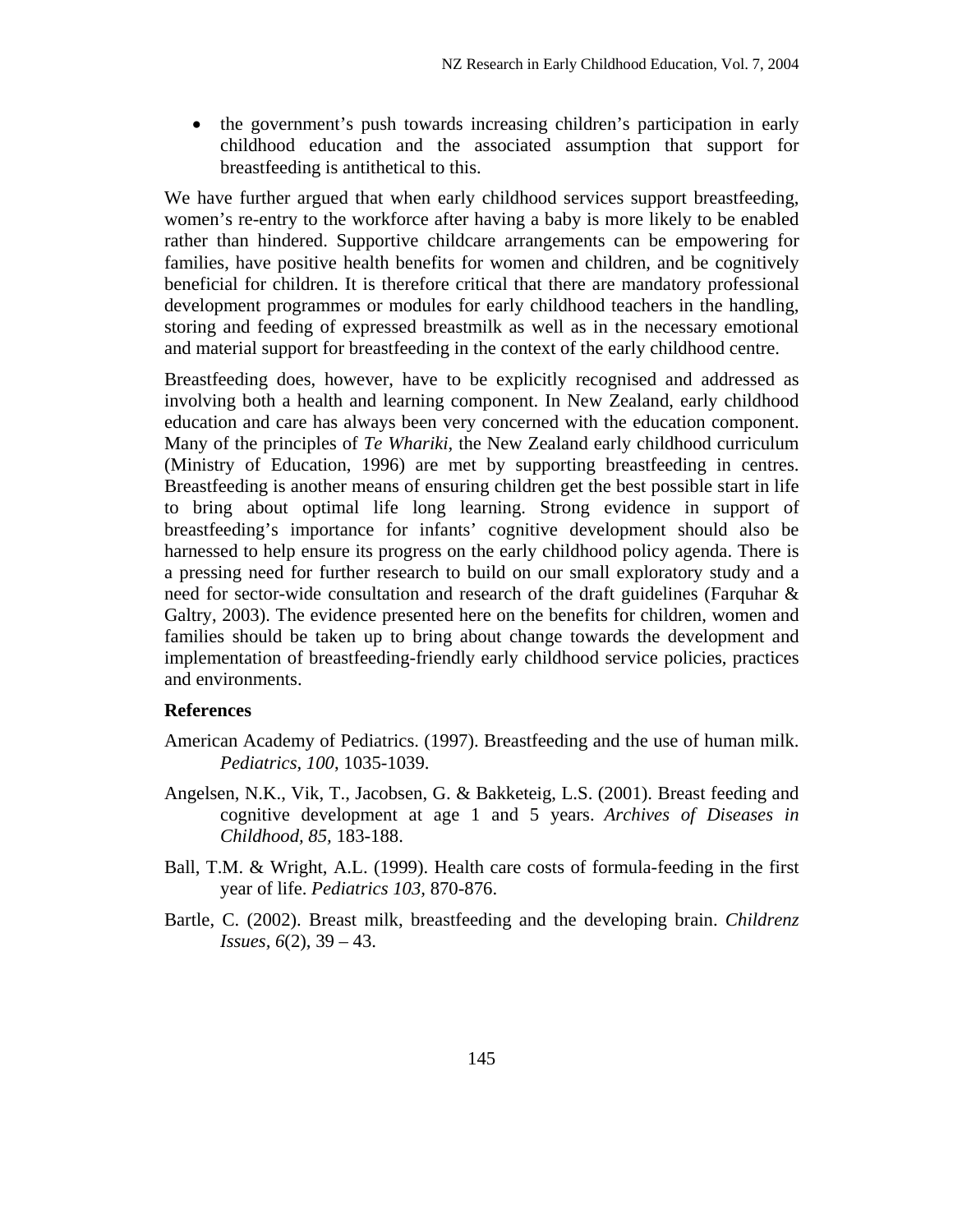- the government's push towards increasing children's participation in early childhood education and the associated assumption that support for breastfeeding is antithetical to this.

We have further argued that when early childhood services support breastfeeding, women's re-entry to the workforce after having a baby is more likely to be enabled rather than hindered. Supportive childcare arrangements can be empowering for families, have positive health benefits for women and children, and be cognitively beneficial for children. It is therefore critical that there are mandatory professional development programmes or modules for early childhood teachers in the handling, storing and feeding of expressed breastmilk as well as in the necessary emotional and material support for breastfeeding in the context of the early childhood centre.

Breastfeeding does, however, have to be explicitly recognised and addressed as involving both a health and learning component. In New Zealand, early childhood education and care has always been very concerned with the education component. Many of the principles of *Te Whariki*, the New Zealand early childhood curriculum (Ministry of Education, 1996) are met by supporting breastfeeding in centres. Breastfeeding is another means of ensuring children get the best possible start in life to bring about optimal life long learning. Strong evidence in support of breastfeeding's importance for infants' cognitive development should also be harnessed to help ensure its progress on the early childhood policy agenda. There is a pressing need for further research to build on our small exploratory study and a need for sector-wide consultation and research of the draft guidelines (Farquhar & Galtry, 2003). The evidence presented here on the benefits for children, women and families should be taken up to bring about change towards the development and implementation of breastfeeding-friendly early childhood service policies, practices and environments.

### References

American Academy of Pediatrics. (1997). Breastfeeding and the use of human milk. *Pediatrics, 100*, 1035-1039.

Angelsen, N.K., Vik, T., Jacobsen, G. & Bakketeig, L.S. (2001). Breast feeding and cognitive development at age 1 and 5 years. *Archives of Diseases in Childhood, 85*, 183-188.

Ball, T.M. & Wright, A.L. (1999). Health care costs of formula-feeding in the first year of life. *Pediatrics 103*, 870-876.

Bartle, C. (2002). Breast milk, breastfeeding and the developing brain. *Childrenz Issues, 6*(2), 39 – 43.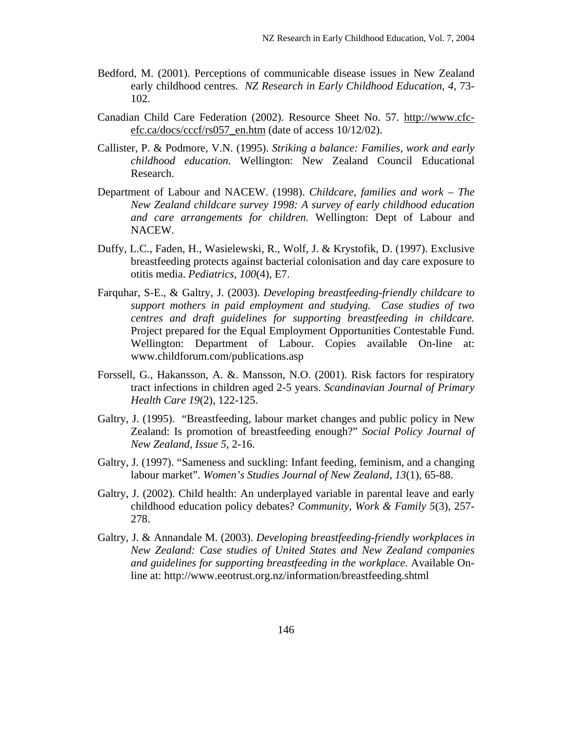Bedford, M. (2001). Perceptions of communicable disease issues in New Zealand early childhood centres. *NZ Research in Early Childhood Education, 4,* 73-102.

Canadian Child Care Federation (2002). Resource Sheet No. 57. http://www.cfc-efc.ca/docs/cccf/rs057_en.htm (date of access 10/12/02).

Callister, P. & Podmore, V.N. (1995). *Striking a balance: Families, work and early childhood education*. Wellington: New Zealand Council Educational Research.

Department of Labour and NACEW. (1998). *Childcare, families and work – The New Zealand childcare survey 1998: A survey of early childhood education and care arrangements for children.* Wellington: Dept of Labour and NACEW.

Duffy, L.C., Faden, H., Wasielewski, R., Wolf, J. & Krystofik, D. (1997). Exclusive breastfeeding protects against bacterial colonisation and day care exposure to otitis media. *Pediatrics, 100*(4), E7.

Farquhar, S-E., & Galtry, J. (2003). *Developing breastfeeding-friendly childcare to support mothers in paid employment and studying. Case studies of two centres and draft guidelines for supporting breastfeeding in childcare.* Project prepared for the Equal Employment Opportunities Contestable Fund. Wellington: Department of Labour. Copies available On-line at: www.childforum.com/publications.asp

Forssell, G., Hakansson, A. &. Mansson, N.O. (2001). Risk factors for respiratory tract infections in children aged 2-5 years. *Scandinavian Journal of Primary Health Care 19*(2), 122-125.

Galtry, J. (1995). "Breastfeeding, labour market changes and public policy in New Zealand: Is promotion of breastfeeding enough?" *Social Policy Journal of New Zealand, Issue 5,* 2-16.

Galtry, J. (1997). "Sameness and suckling: Infant feeding, feminism, and a changing labour market". *Women's Studies Journal of New Zealand, 13*(1), 65-88.

Galtry, J. (2002). Child health: An underplayed variable in parental leave and early childhood education policy debates? *Community, Work & Family 5*(3), 257-278.

Galtry, J. & Annandale M. (2003). *Developing breastfeeding-friendly workplaces in New Zealand: Case studies of United States and New Zealand companies and guidelines for supporting breastfeeding in the workplace*. Available On-line at: http://www.eeotrust.org.nz/information/breastfeeding.shtml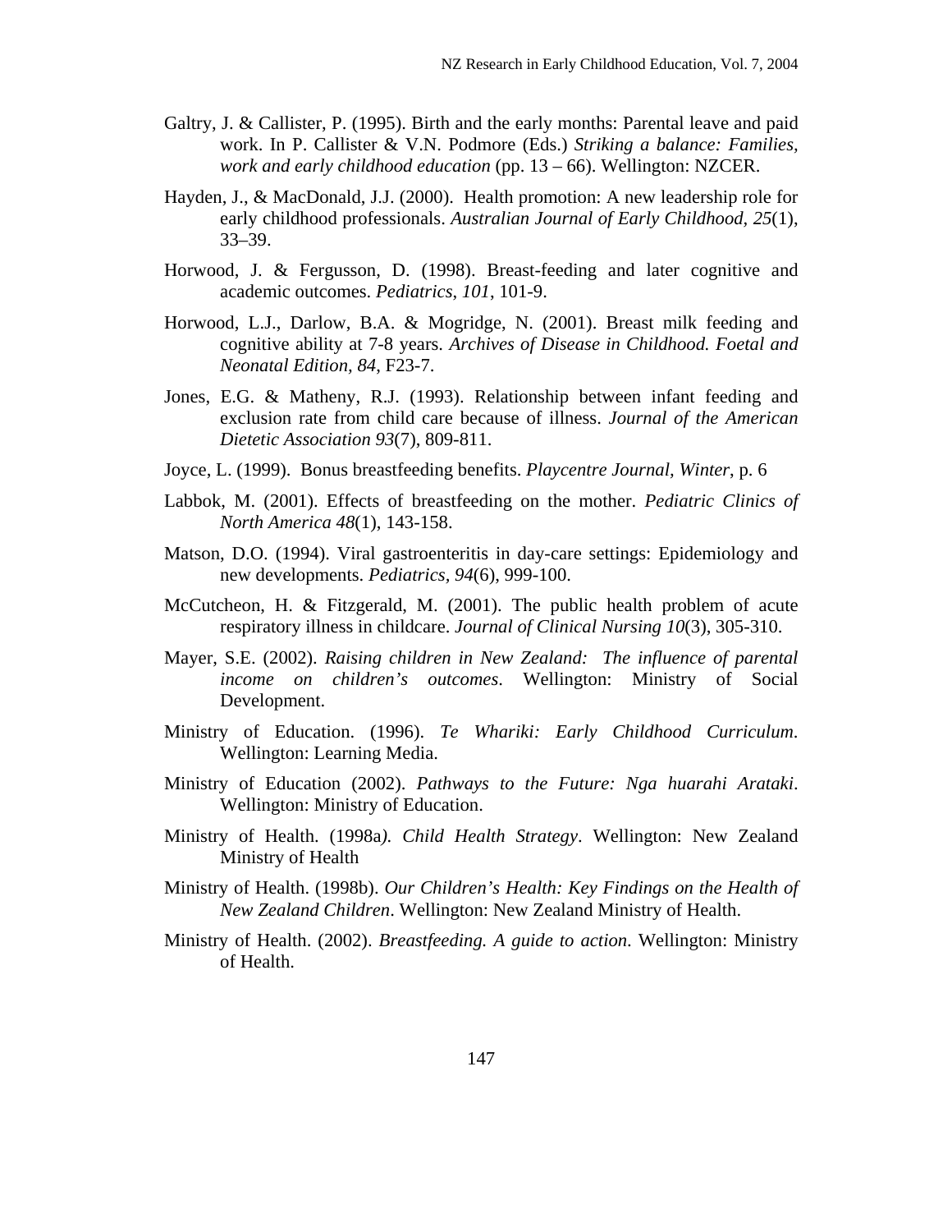Galtry, J. & Callister, P. (1995). Birth and the early months: Parental leave and paid work. In P. Callister & V.N. Podmore (Eds.) *Striking a balance: Families, work and early childhood education* (pp. 13 – 66). Wellington: NZCER.

Hayden, J., & MacDonald, J.J. (2000). Health promotion: A new leadership role for early childhood professionals. *Australian Journal of Early Childhood, 25*(1), 33–39.

Horwood, J. & Fergusson, D. (1998). Breast-feeding and later cognitive and academic outcomes. *Pediatrics*, *101*, 101-9.

Horwood, L.J., Darlow, B.A. & Mogridge, N. (2001). Breast milk feeding and cognitive ability at 7-8 years. *Archives of Disease in Childhood. Foetal and Neonatal Edition, 84*, F23-7.

Jones, E.G. & Matheny, R.J. (1993). Relationship between infant feeding and exclusion rate from child care because of illness. *Journal of the American Dietetic Association 93*(7), 809-811.

Joyce, L. (1999). Bonus breastfeeding benefits. *Playcentre Journal, Winter*, p. 6

Labbok, M. (2001). Effects of breastfeeding on the mother. *Pediatric Clinics of North America 48*(1), 143-158.

Matson, D.O. (1994). Viral gastroenteritis in day-care settings: Epidemiology and new developments. *Pediatrics, 94*(6), 999-100.

McCutcheon, H. & Fitzgerald, M. (2001). The public health problem of acute respiratory illness in childcare. *Journal of Clinical Nursing 10*(3), 305-310.

Mayer, S.E. (2002). *Raising children in New Zealand: The influence of parental income on children's outcomes*. Wellington: Ministry of Social Development.

Ministry of Education. (1996). *Te Whariki: Early Childhood Curriculum*. Wellington: Learning Media.

Ministry of Education (2002). *Pathways to the Future: Nga huarahi Arataki*. Wellington: Ministry of Education.

Ministry of Health. (1998a). *Child Health Strategy*. Wellington: New Zealand Ministry of Health

Ministry of Health. (1998b). *Our Children's Health: Key Findings on the Health of New Zealand Children*. Wellington: New Zealand Ministry of Health.

Ministry of Health. (2002). *Breastfeeding. A guide to action*. Wellington: Ministry of Health.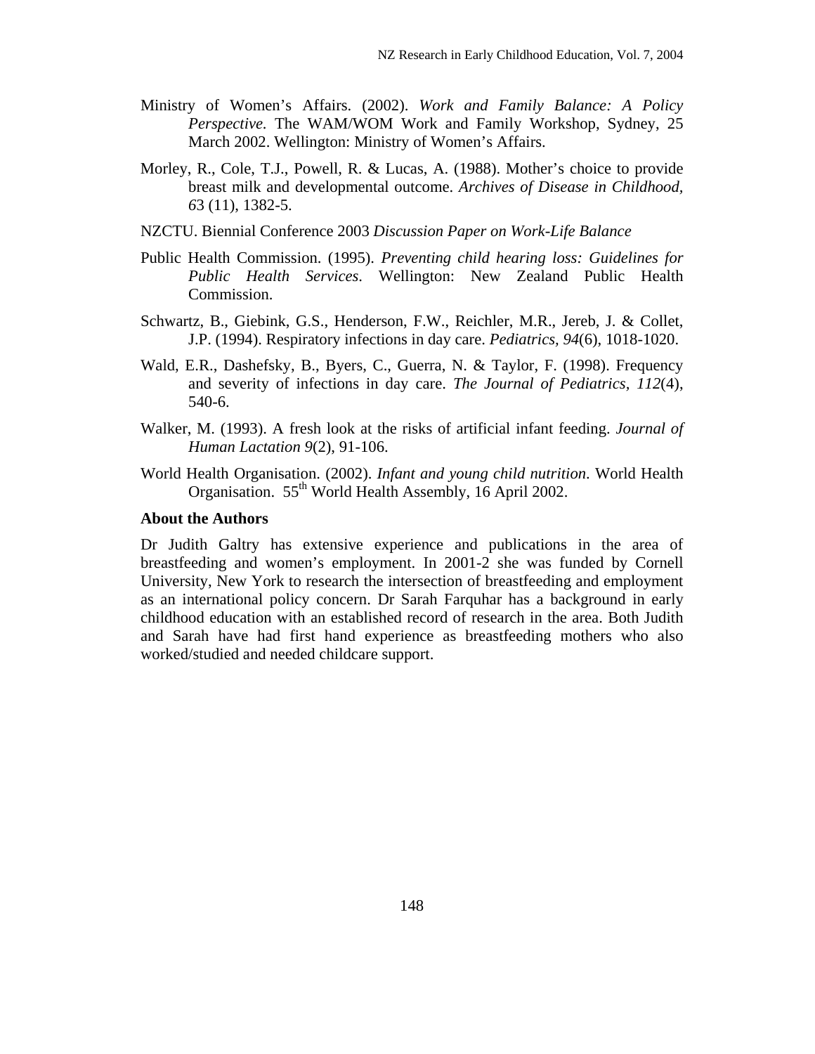Ministry of Women's Affairs. (2002). *Work and Family Balance: A Policy Perspective*. The WAM/WOM Work and Family Workshop, Sydney, 25 March 2002. Wellington: Ministry of Women's Affairs.

Morley, R., Cole, T.J., Powell, R. & Lucas, A. (1988). Mother's choice to provide breast milk and developmental outcome. *Archives of Disease in Childhood, 6*3 (11), 1382-5.

NZCTU. Biennial Conference 2003 *Discussion Paper on Work-Life Balance*

Public Health Commission. (1995). *Preventing child hearing loss: Guidelines for Public Health Services*. Wellington: New Zealand Public Health Commission.

Schwartz, B., Giebink, G.S., Henderson, F.W., Reichler, M.R., Jereb, J. & Collet, J.P. (1994). Respiratory infections in day care. *Pediatrics, 94*(6), 1018-1020.

Wald, E.R., Dashefsky, B., Byers, C., Guerra, N. & Taylor, F. (1998). Frequency and severity of infections in day care. *The Journal of Pediatrics, 112*(4), 540-6.

Walker, M. (1993). A fresh look at the risks of artificial infant feeding. *Journal of Human Lactation 9*(2), 91-106.

World Health Organisation. (2002). *Infant and young child nutrition*. World Health Organisation. 55th World Health Assembly, 16 April 2002.

**About the Authors**

Dr Judith Galtry has extensive experience and publications in the area of breastfeeding and women's employment. In 2001-2 she was funded by Cornell University, New York to research the intersection of breastfeeding and employment as an international policy concern. Dr Sarah Farquhar has a background in early childhood education with an established record of research in the area. Both Judith and Sarah have had first hand experience as breastfeeding mothers who also worked/studied and needed childcare support.